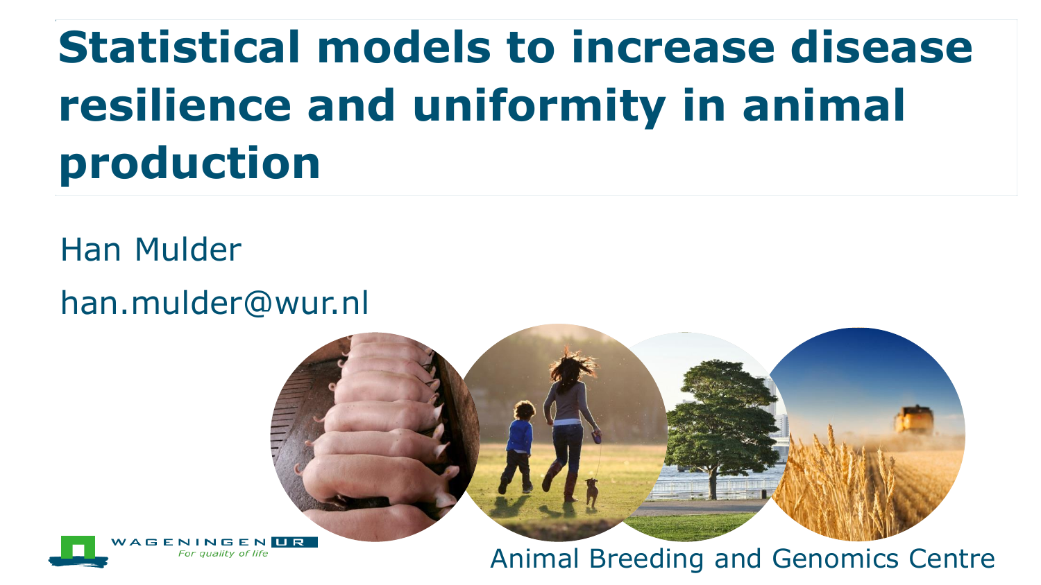# Statistical models to increase disease resilience and uniformity in animal production

Han Mulder

han.mulder@wur.nl

Animal Breeding and Genomics Centre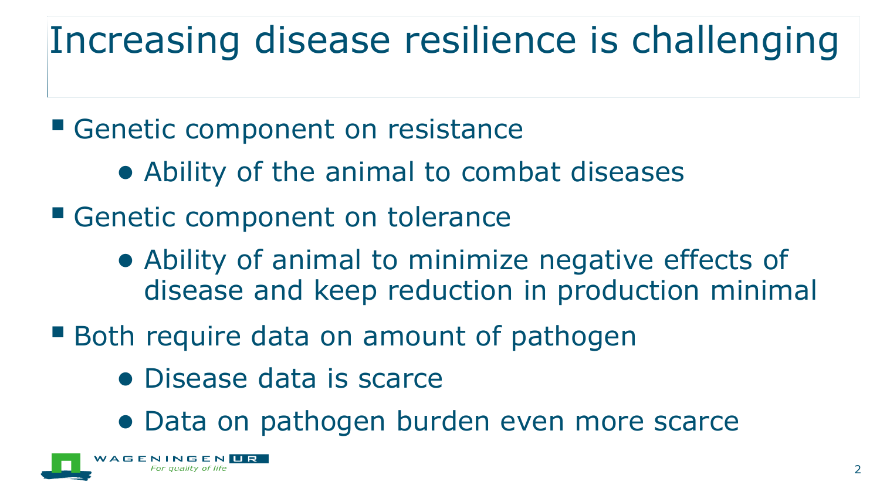# Increasing disease resilience is challenging

- Genetic component on resistance
  - Ability of the animal to combat diseases
- Genetic component on tolerance
  - Ability of animal to minimize negative effects of disease and keep reduction in production minimal
- Both require data on amount of pathogen
  - Disease data is scarce
  - Data on pathogen burden even more scarce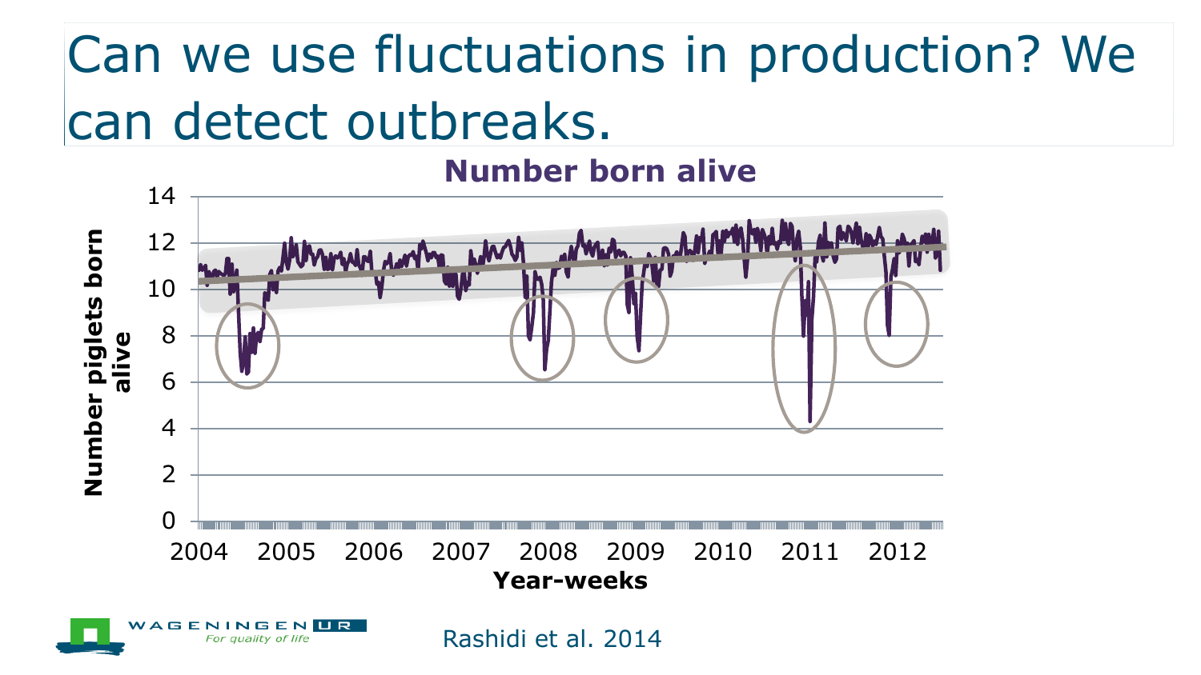# Can we use fluctuations in production? We can detect outbreaks.

**Number born alive**

Number piglets born alive

Year-weeks

Rashidi et al. 2014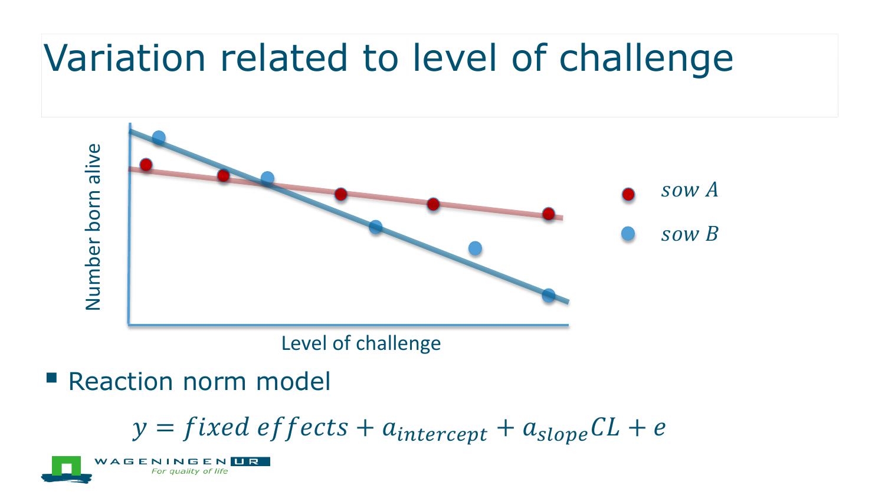# Variation related to level of challenge

Number born alive

Level of challenge

sow A

sow B

- Reaction norm model

$$y = fixed\ effects + a_{intercept} + a_{slope}CL + e$$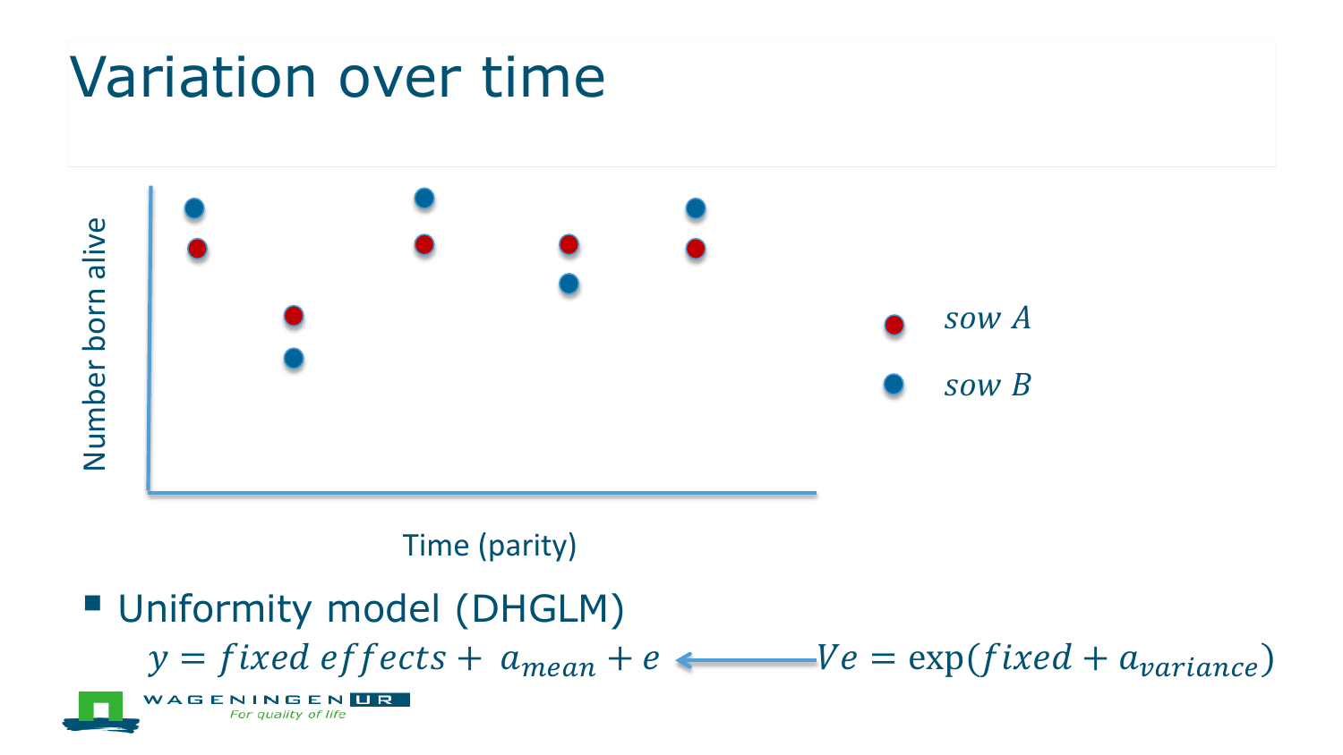# Variation over time

Number born alive

Time (parity)

*sow A*

*sow B*

- Uniformity model (DHGLM)

$$y = fixed\ effects + a_{mean} + e \leftarrow Ve = \exp(fixed + a_{variance})$$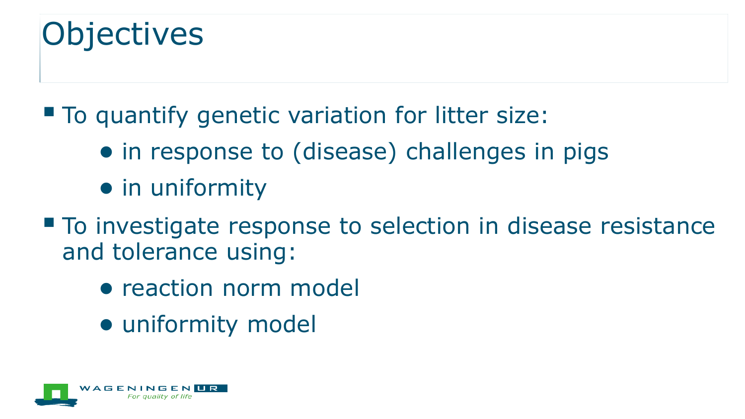# Objectives

- To quantify genetic variation for litter size:
  - in response to (disease) challenges in pigs
  - in uniformity
- To investigate response to selection in disease resistance and tolerance using:
  - reaction norm model
  - uniformity model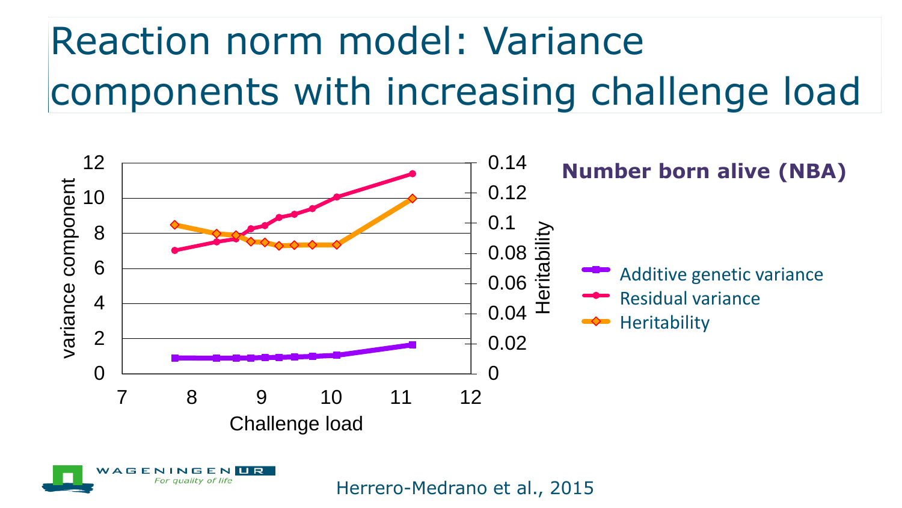# Reaction norm model: Variance components with increasing challenge load

**Number born alive (NBA)**

Herrero-Medrano et al., 2015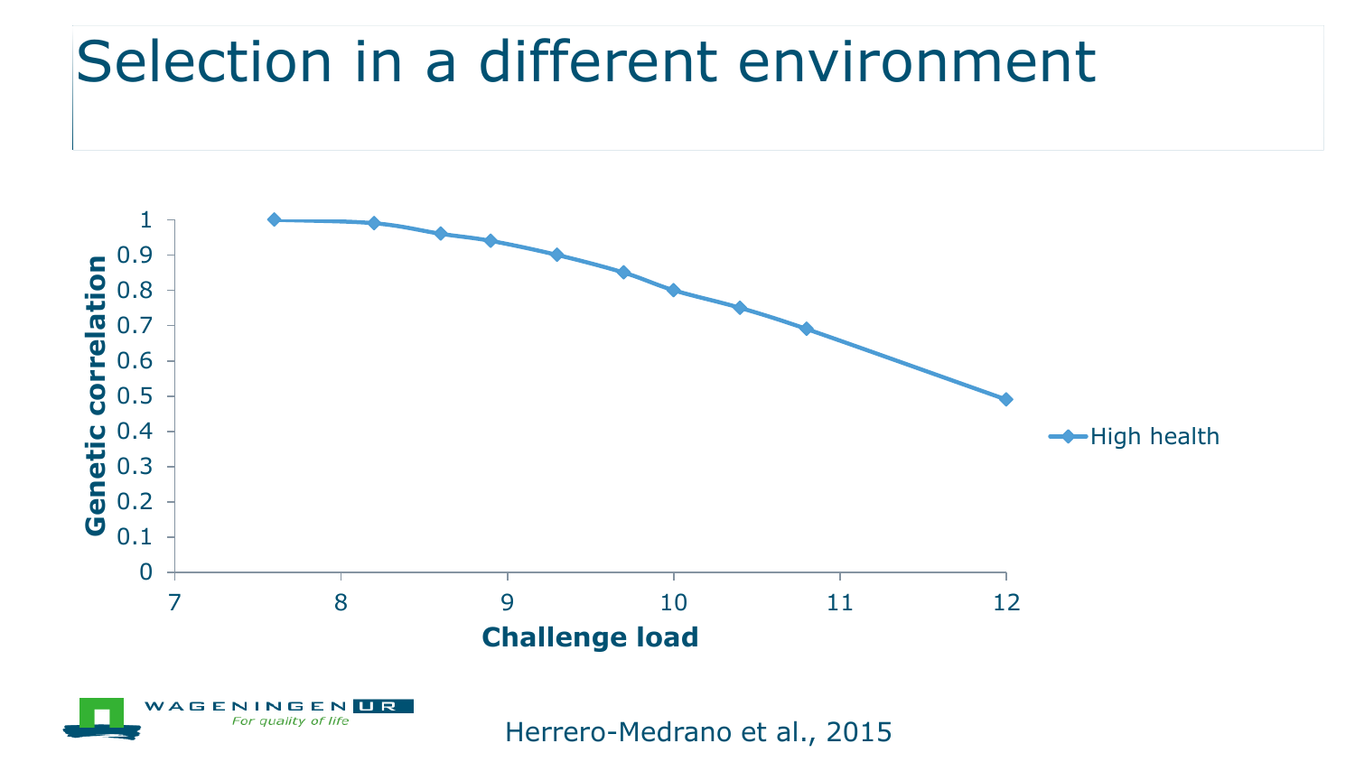# Selection in a different environment

Genetic correlation

Challenge load

High health

Herrero-Medrano et al., 2015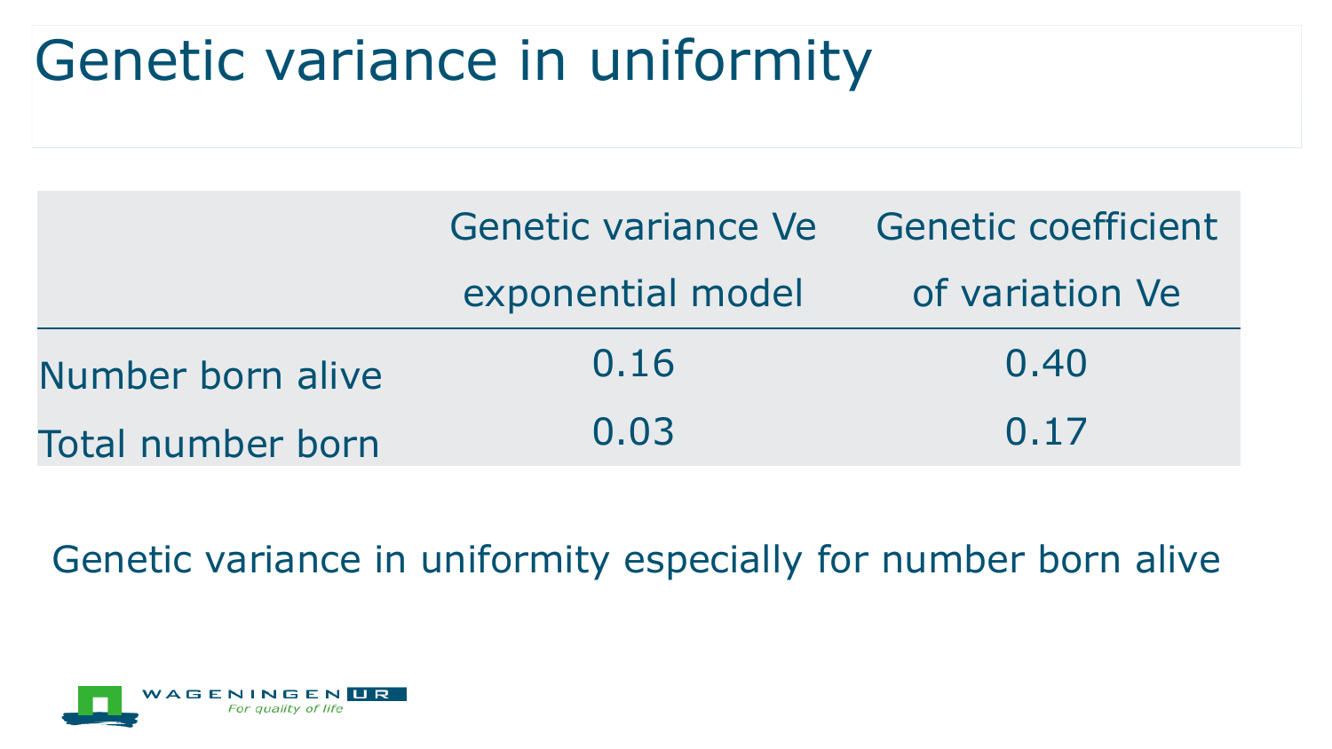# Genetic variance in uniformity

| | Genetic variance Ve exponential model | Genetic coefficient of variation Ve |
|---|---|---|
| Number born alive | 0.16 | 0.40 |
| Total number born | 0.03 | 0.17 |

Genetic variance in uniformity especially for number born alive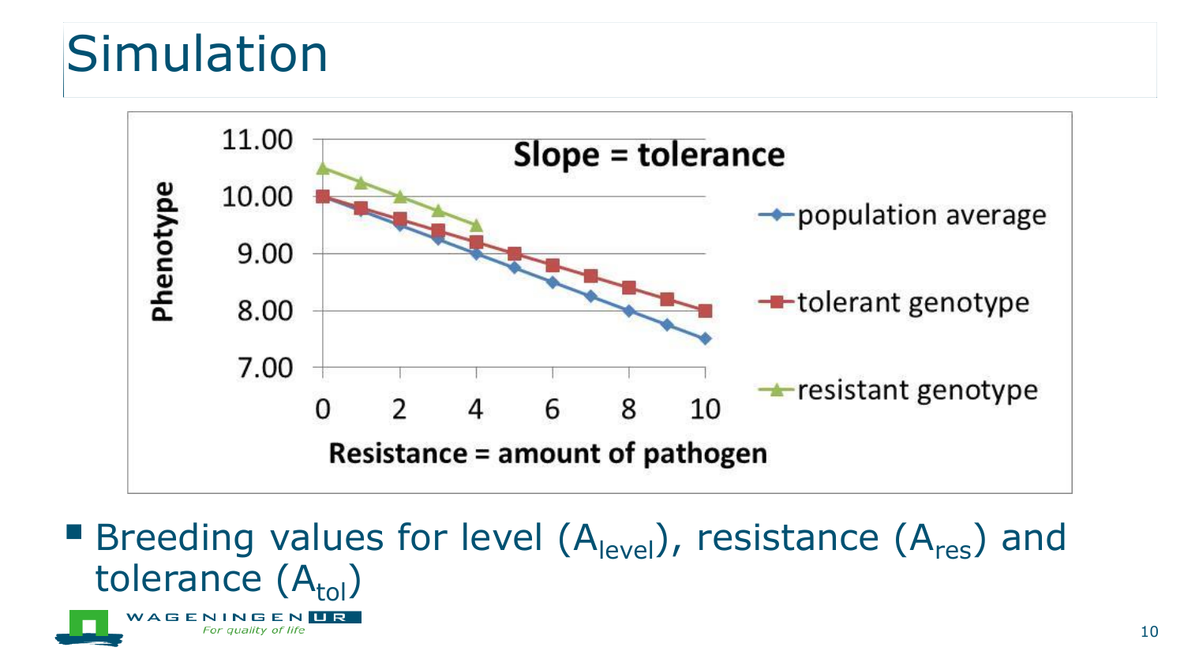# Simulation

Slope = tolerance

Phenotype

Resistance = amount of pathogen

- population average
- tolerant genotype
- resistant genotype

- Breeding values for level ($A_{level}$), resistance ($A_{res}$) and tolerance ($A_{tol}$)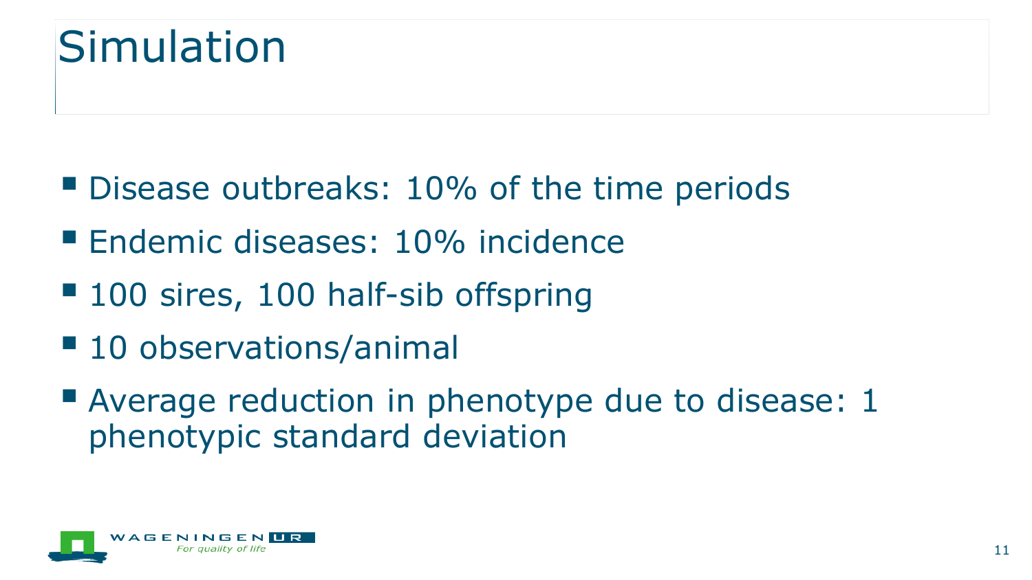# Simulation

- Disease outbreaks: 10% of the time periods
- Endemic diseases: 10% incidence
- 100 sires, 100 half-sib offspring
- 10 observations/animal
- Average reduction in phenotype due to disease: 1 phenotypic standard deviation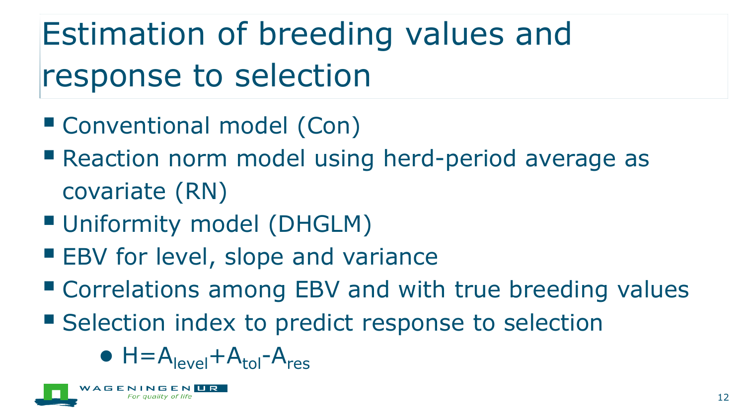# Estimation of breeding values and response to selection

- Conventional model (Con)
- Reaction norm model using herd-period average as covariate (RN)
- Uniformity model (DHGLM)
- EBV for level, slope and variance
- Correlations among EBV and with true breeding values
- Selection index to predict response to selection
  - $H = A_{level} + A_{tol} - A_{res}$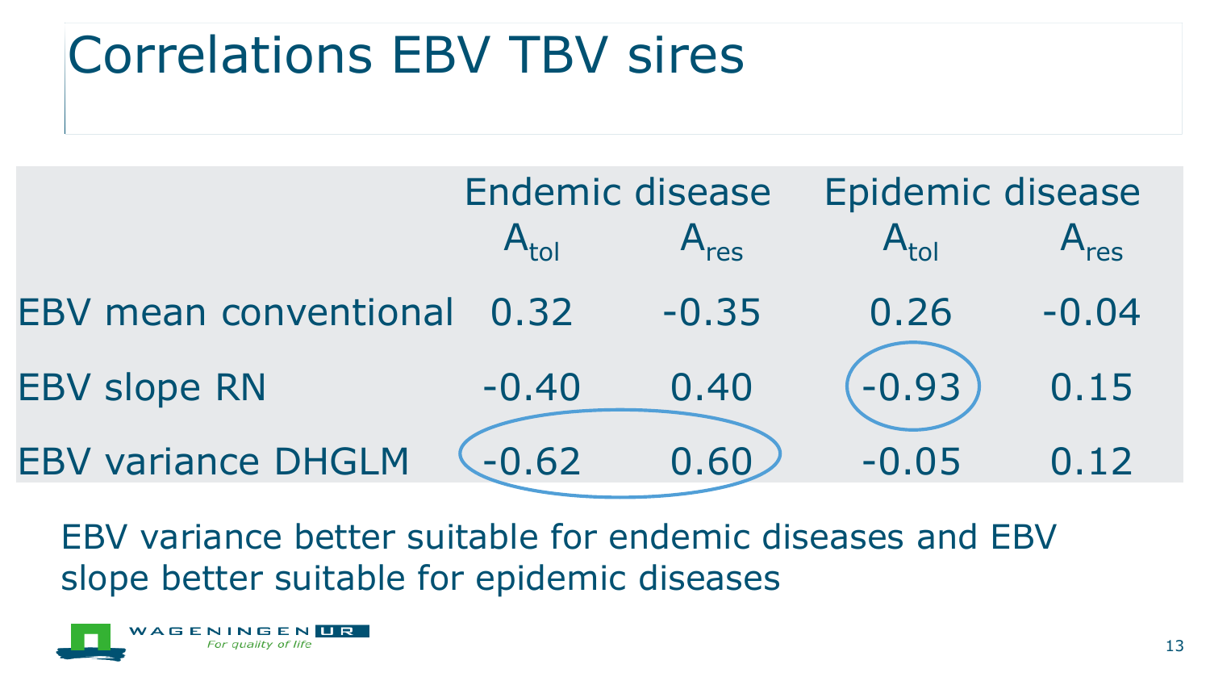# Correlations EBV TBV sires

| | Endemic disease | | Epidemic disease | |
|---|---|---|---|---|
| | $A_{tol}$ | $A_{res}$ | $A_{tol}$ | $A_{res}$ |
| EBV mean conventional | 0.32 | -0.35 | 0.26 | -0.04 |
| EBV slope RN | -0.40 | 0.40 | -0.93 | 0.15 |
| EBV variance DHGLM | -0.62 | 0.60 | -0.05 | 0.12 |

EBV variance better suitable for endemic diseases and EBV slope better suitable for epidemic diseases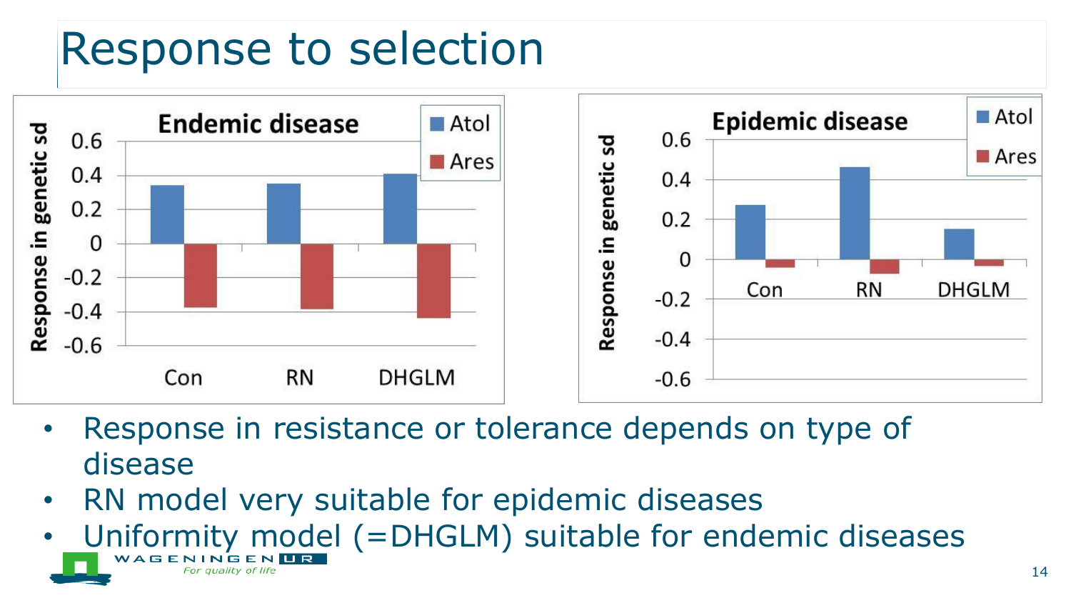# Response to selection

**Endemic disease**

**Epidemic disease**

- Response in resistance or tolerance depends on type of disease
- RN model very suitable for epidemic diseases
- Uniformity model (=DHGLM) suitable for endemic diseases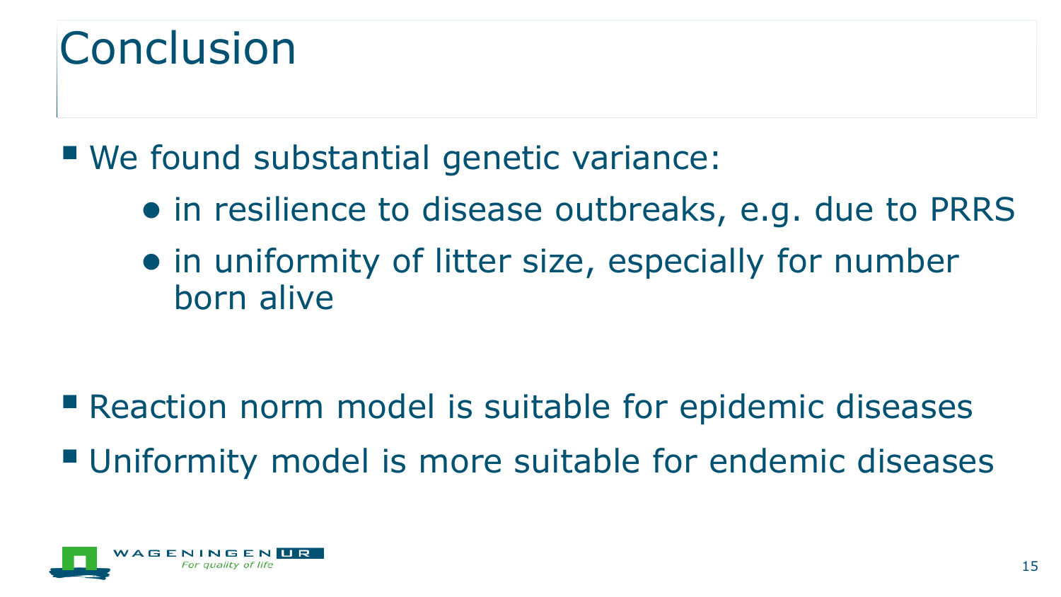# Conclusion

- We found substantial genetic variance:
  - in resilience to disease outbreaks, e.g. due to PRRS
  - in uniformity of litter size, especially for number born alive

- Reaction norm model is suitable for epidemic diseases
- Uniformity model is more suitable for endemic diseases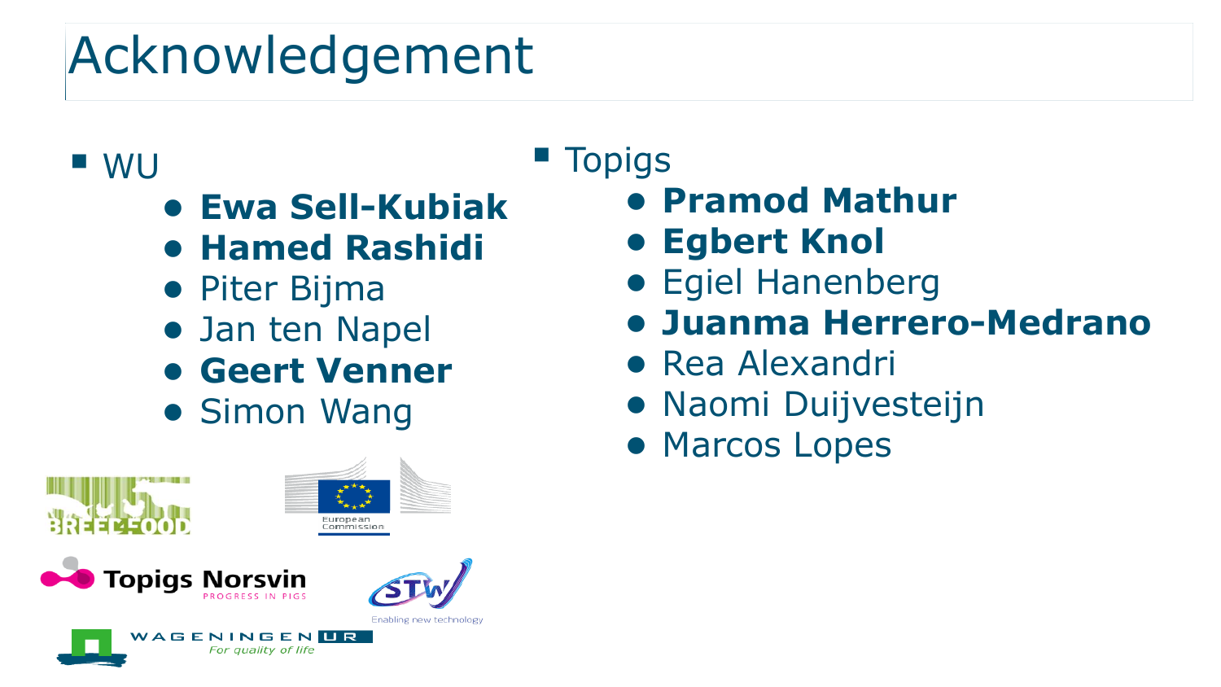# Acknowledgement

- WU
  - **Ewa Sell-Kubiak**
  - **Hamed Rashidi**
  - Piter Bijma
  - Jan ten Napel
  - **Geert Venner**
  - Simon Wang
- Topigs
  - **Pramod Mathur**
  - **Egbert Knol**
  - Egiel Hanenberg
  - **Juanma Herrero-Medrano**
  - Rea Alexandri
  - Naomi Duijvesteijn
  - Marcos Lopes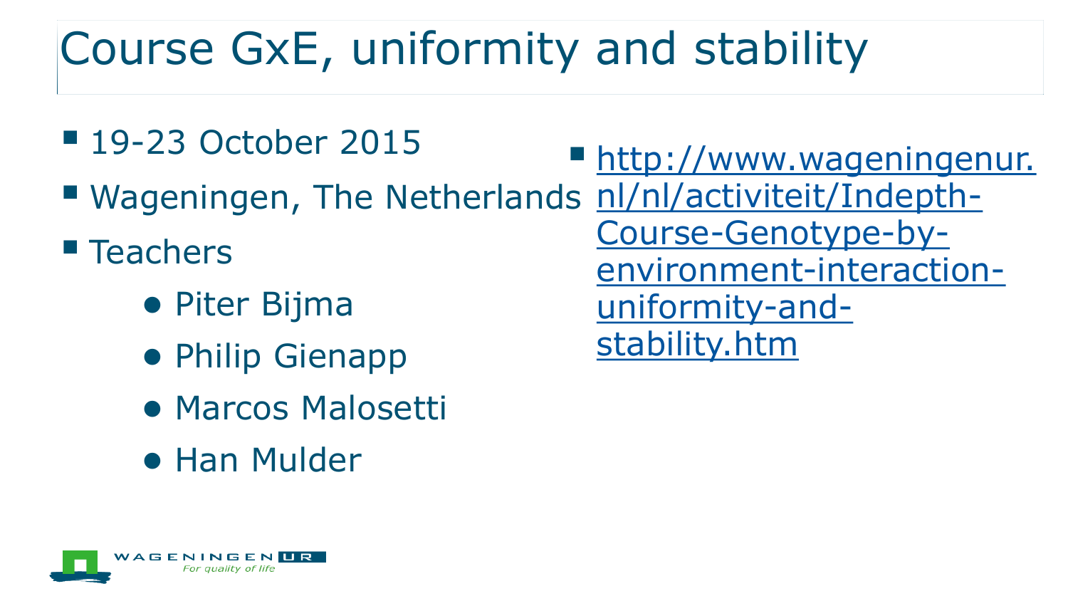# Course GxE, uniformity and stability

- 19-23 October 2015
- Wageningen, The Netherlands
- Teachers
  - Piter Bijma
  - Philip Gienapp
  - Marcos Malosetti
  - Han Mulder
- http://www.wageningenur.nl/nl/activiteit/Indepth-Course-Genotype-by-environment-interaction-uniformity-and-stability.htm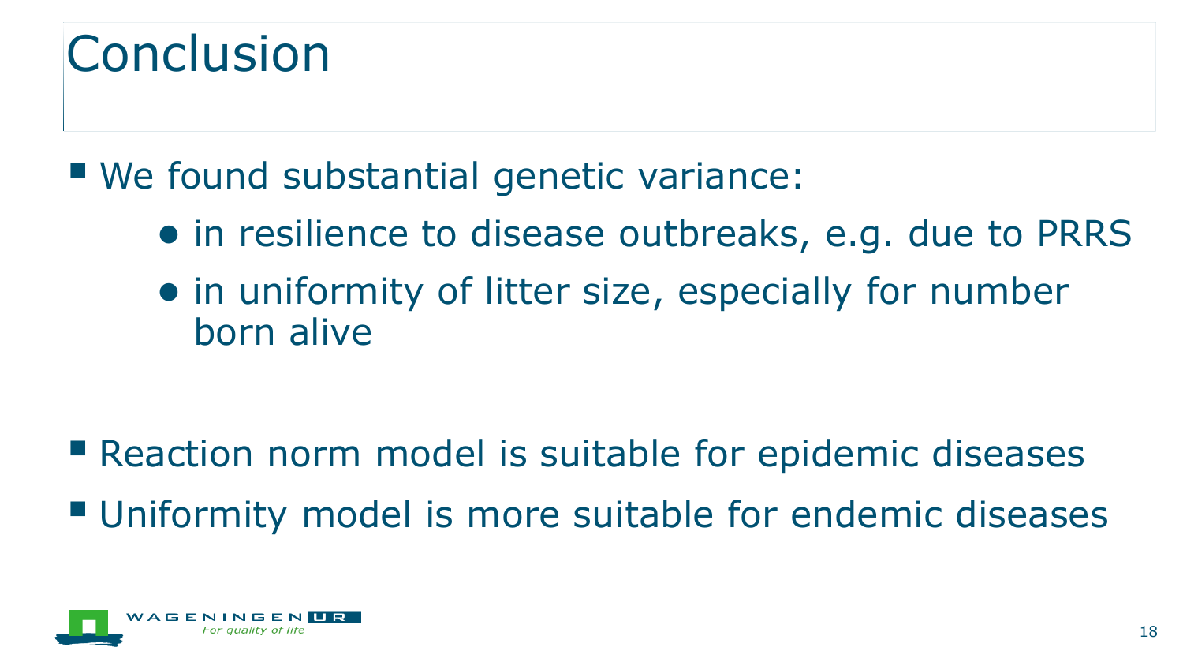# Conclusion

- We found substantial genetic variance:
  - in resilience to disease outbreaks, e.g. due to PRRS
  - in uniformity of litter size, especially for number born alive

- Reaction norm model is suitable for epidemic diseases
- Uniformity model is more suitable for endemic diseases